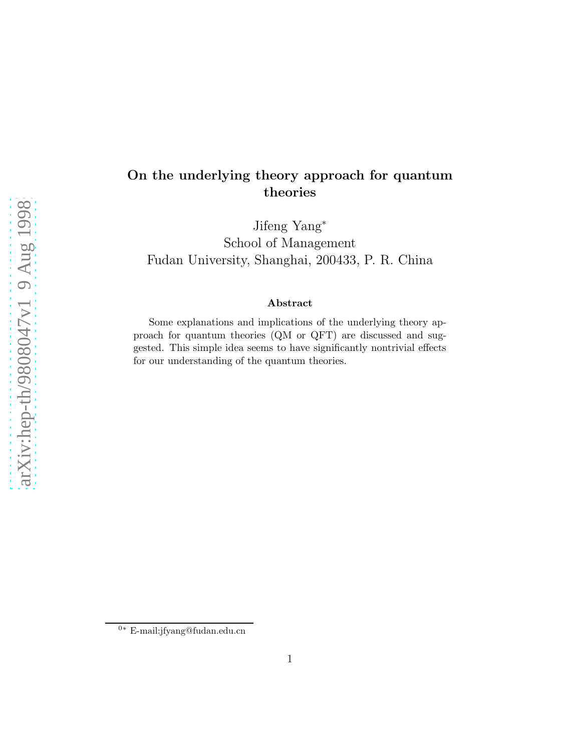# On the underlying theory approach for quantum theories

Jifeng Yang*

School of Management

Fudan University, Shanghai, 200433, P. R. China

### Abstract

Some explanations and implications of the underlying theory approach for quantum theories (QM or QFT) are discussed and suggested. This simple idea seems to have significantly nontrivial effects for our understanding of the quantum theories.

---

0* E-mail:jfyang@fudan.edu.cn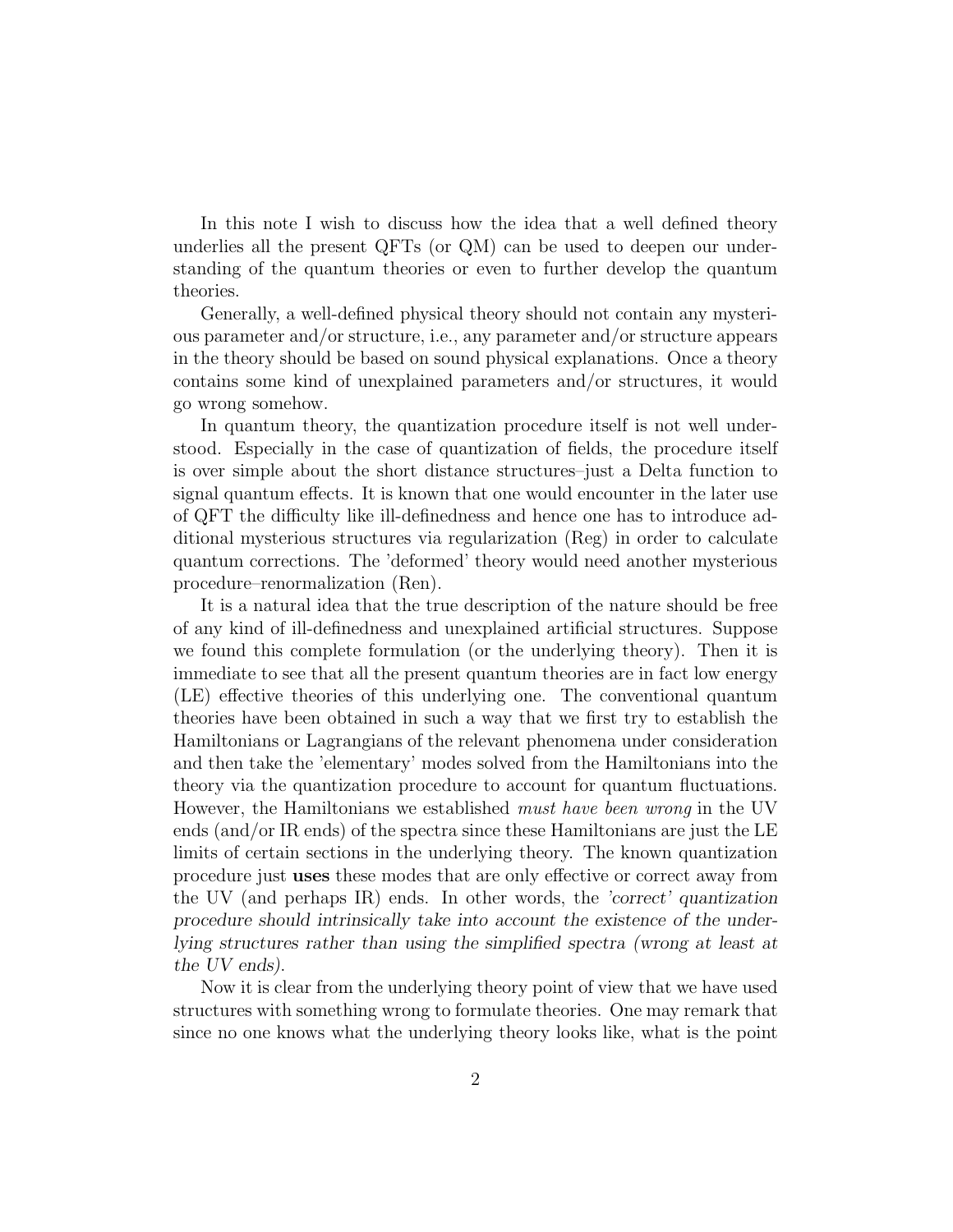In this note I wish to discuss how the idea that a well defined theory underlies all the present QFTs (or QM) can be used to deepen our understanding of the quantum theories or even to further develop the quantum theories.

Generally, a well-defined physical theory should not contain any mysterious parameter and/or structure, i.e., any parameter and/or structure appears in the theory should be based on sound physical explanations. Once a theory contains some kind of unexplained parameters and/or structures, it would go wrong somehow.

In quantum theory, the quantization procedure itself is not well understood. Especially in the case of quantization of fields, the procedure itself is over simple about the short distance structures–just a Delta function to signal quantum effects. It is known that one would encounter in the later use of QFT the difficulty like ill-definedness and hence one has to introduce additional mysterious structures via regularization (Reg) in order to calculate quantum corrections. The 'deformed' theory would need another mysterious procedure–renormalization (Ren).

It is a natural idea that the true description of the nature should be free of any kind of ill-definedness and unexplained artificial structures. Suppose we found this complete formulation (or the underlying theory). Then it is immediate to see that all the present quantum theories are in fact low energy (LE) effective theories of this underlying one. The conventional quantum theories have been obtained in such a way that we first try to establish the Hamiltonians or Lagrangians of the relevant phenomena under consideration and then take the 'elementary' modes solved from the Hamiltonians into the theory via the quantization procedure to account for quantum fluctuations. However, the Hamiltonians we established *must have been wrong* in the UV ends (and/or IR ends) of the spectra since these Hamiltonians are just the LE limits of certain sections in the underlying theory. The known quantization procedure just **uses** these modes that are only effective or correct away from the UV (and perhaps IR) ends. In other words, the *'correct' quantization procedure should intrinsically take into account the existence of the underlying structures rather than using the simplified spectra (wrong at least at the UV ends).*

Now it is clear from the underlying theory point of view that we have used structures with something wrong to formulate theories. One may remark that since no one knows what the underlying theory looks like, what is the point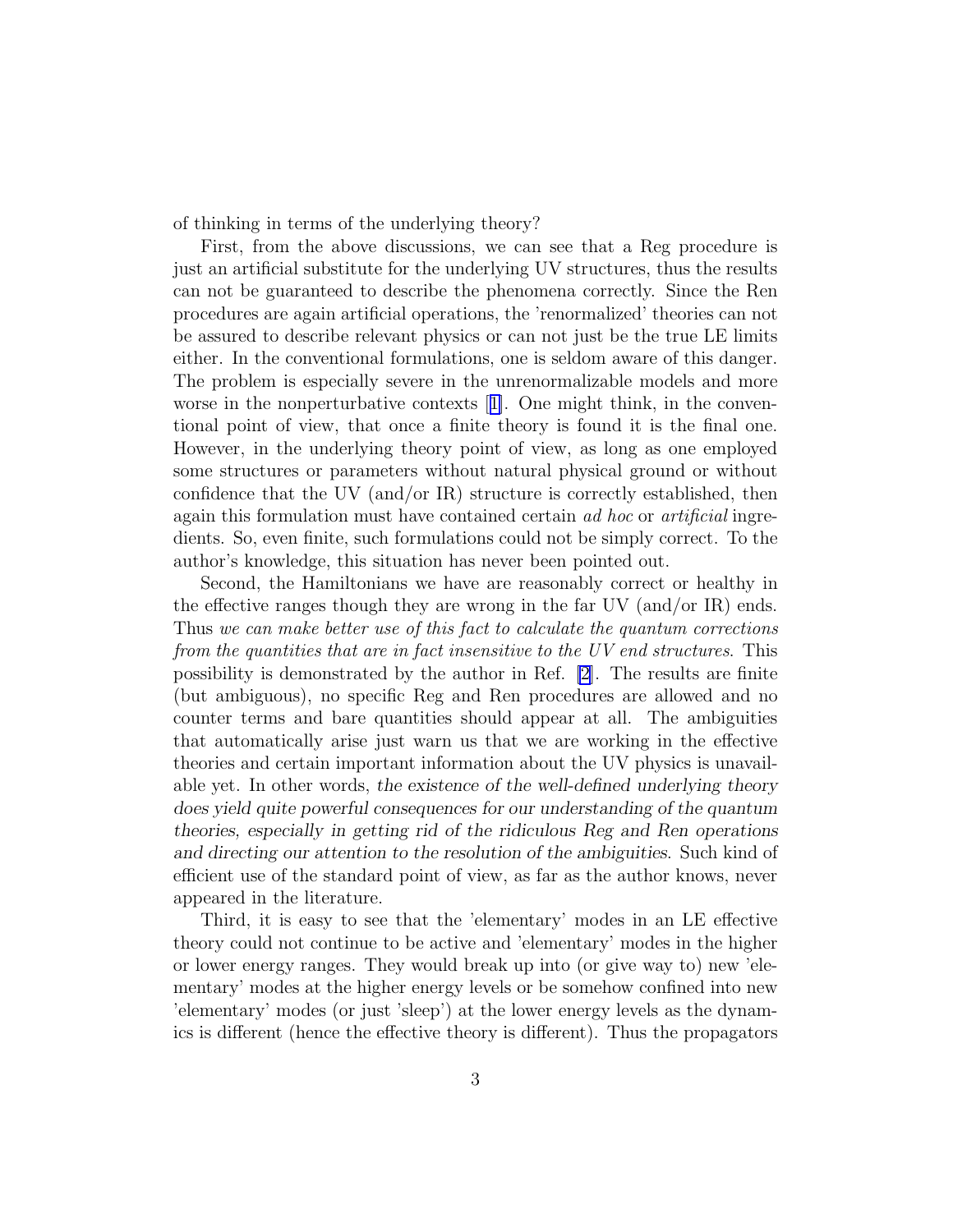of thinking in terms of the underlying theory?

First, from the above discussions, we can see that a Reg procedure is just an artificial substitute for the underlying UV structures, thus the results can not be guaranteed to describe the phenomena correctly. Since the Ren procedures are again artificial operations, the 'renormalized' theories can not be assured to describe relevant physics or can not just be the true LE limits either. In the conventional formulations, one is seldom aware of this danger. The problem is especially severe in the unrenormalizable models and more worse in the nonperturbative contexts [1]. One might think, in the conventional point of view, that once a finite theory is found it is the final one. However, in the underlying theory point of view, as long as one employed some structures or parameters without natural physical ground or without confidence that the UV (and/or IR) structure is correctly established, then again this formulation must have contained certain *ad hoc* or *artificial* ingredients. So, even finite, such formulations could not be simply correct. To the author's knowledge, this situation has never been pointed out.

Second, the Hamiltonians we have are reasonably correct or healthy in the effective ranges though they are wrong in the far UV (and/or IR) ends. Thus *we can make better use of this fact to calculate the quantum corrections from the quantities that are in fact insensitive to the UV end structures*. This possibility is demonstrated by the author in Ref. [2]. The results are finite (but ambiguous), no specific Reg and Ren procedures are allowed and no counter terms and bare quantities should appear at all. The ambiguities that automatically arise just warn us that we are working in the effective theories and certain important information about the UV physics is unavailable yet. In other words, *the existence of the well-defined underlying theory does yield quite powerful consequences for our understanding of the quantum theories, especially in getting rid of the ridiculous Reg and Ren operations and directing our attention to the resolution of the ambiguities*. Such kind of efficient use of the standard point of view, as far as the author knows, never appeared in the literature.

Third, it is easy to see that the 'elementary' modes in an LE effective theory could not continue to be active and 'elementary' modes in the higher or lower energy ranges. They would break up into (or give way to) new 'elementary' modes at the higher energy levels or be somehow confined into new 'elementary' modes (or just 'sleep') at the lower energy levels as the dynamics is different (hence the effective theory is different). Thus the propagators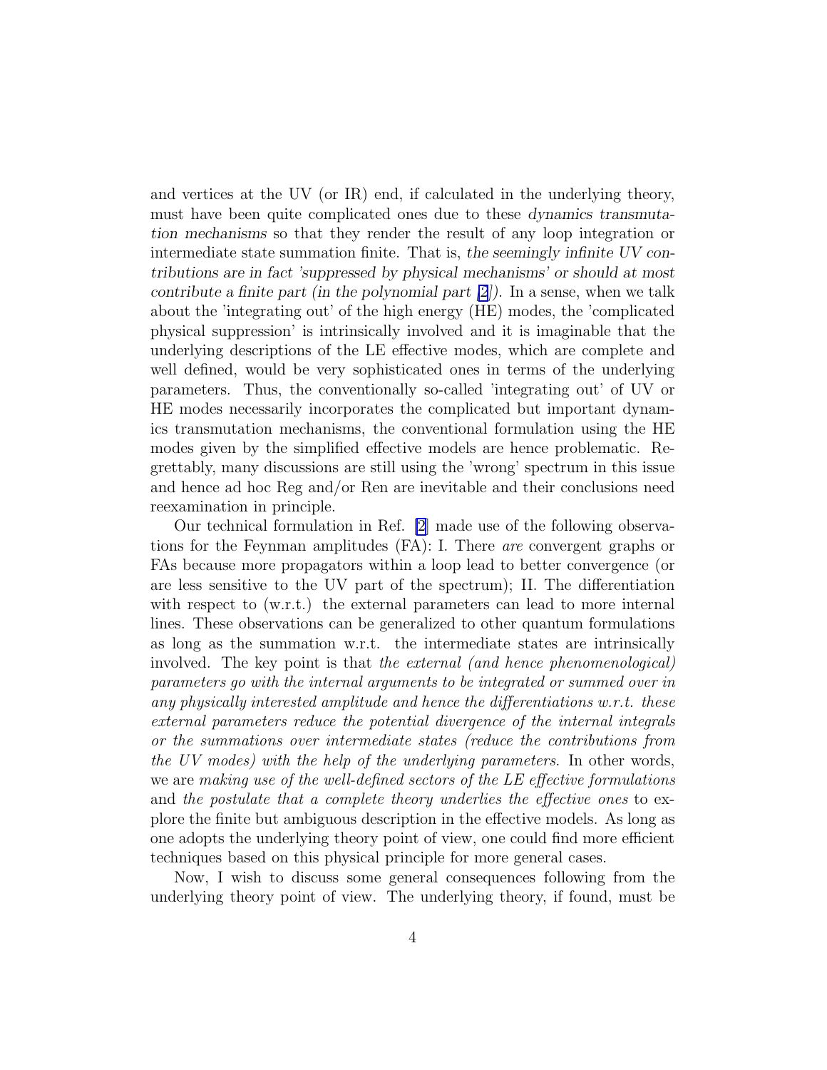and vertices at the UV (or IR) end, if calculated in the underlying theory, must have been quite complicated ones due to these *dynamics transmutation mechanisms* so that they render the result of any loop integration or intermediate state summation finite. That is, *the seemingly infinite UV contributions are in fact 'suppressed by physical mechanisms' or should at most contribute a finite part (in the polynomial part [2])*. In a sense, when we talk about the 'integrating out' of the high energy (HE) modes, the 'complicated physical suppression' is intrinsically involved and it is imaginable that the underlying descriptions of the LE effective modes, which are complete and well defined, would be very sophisticated ones in terms of the underlying parameters. Thus, the conventionally so-called 'integrating out' of UV or HE modes necessarily incorporates the complicated but important dynamics transmutation mechanisms, the conventional formulation using the HE modes given by the simplified effective models are hence problematic. Regrettably, many discussions are still using the 'wrong' spectrum in this issue and hence ad hoc Reg and/or Ren are inevitable and their conclusions need reexamination in principle.

Our technical formulation in Ref. [2] made use of the following observations for the Feynman amplitudes (FA): I. There *are* convergent graphs or FAs because more propagators within a loop lead to better convergence (or are less sensitive to the UV part of the spectrum); II. The differentiation with respect to (w.r.t.) the external parameters can lead to more internal lines. These observations can be generalized to other quantum formulations as long as the summation w.r.t. the intermediate states are intrinsically involved. The key point is that *the external (and hence phenomenological) parameters go with the internal arguments to be integrated or summed over in any physically interested amplitude and hence the differentiations w.r.t. these external parameters reduce the potential divergence of the internal integrals or the summations over intermediate states (reduce the contributions from the UV modes) with the help of the underlying parameters*. In other words, we are *making use of the well-defined sectors of the LE effective formulations* and *the postulate that a complete theory underlies the effective ones* to explore the finite but ambiguous description in the effective models. As long as one adopts the underlying theory point of view, one could find more efficient techniques based on this physical principle for more general cases.

Now, I wish to discuss some general consequences following from the underlying theory point of view. The underlying theory, if found, must be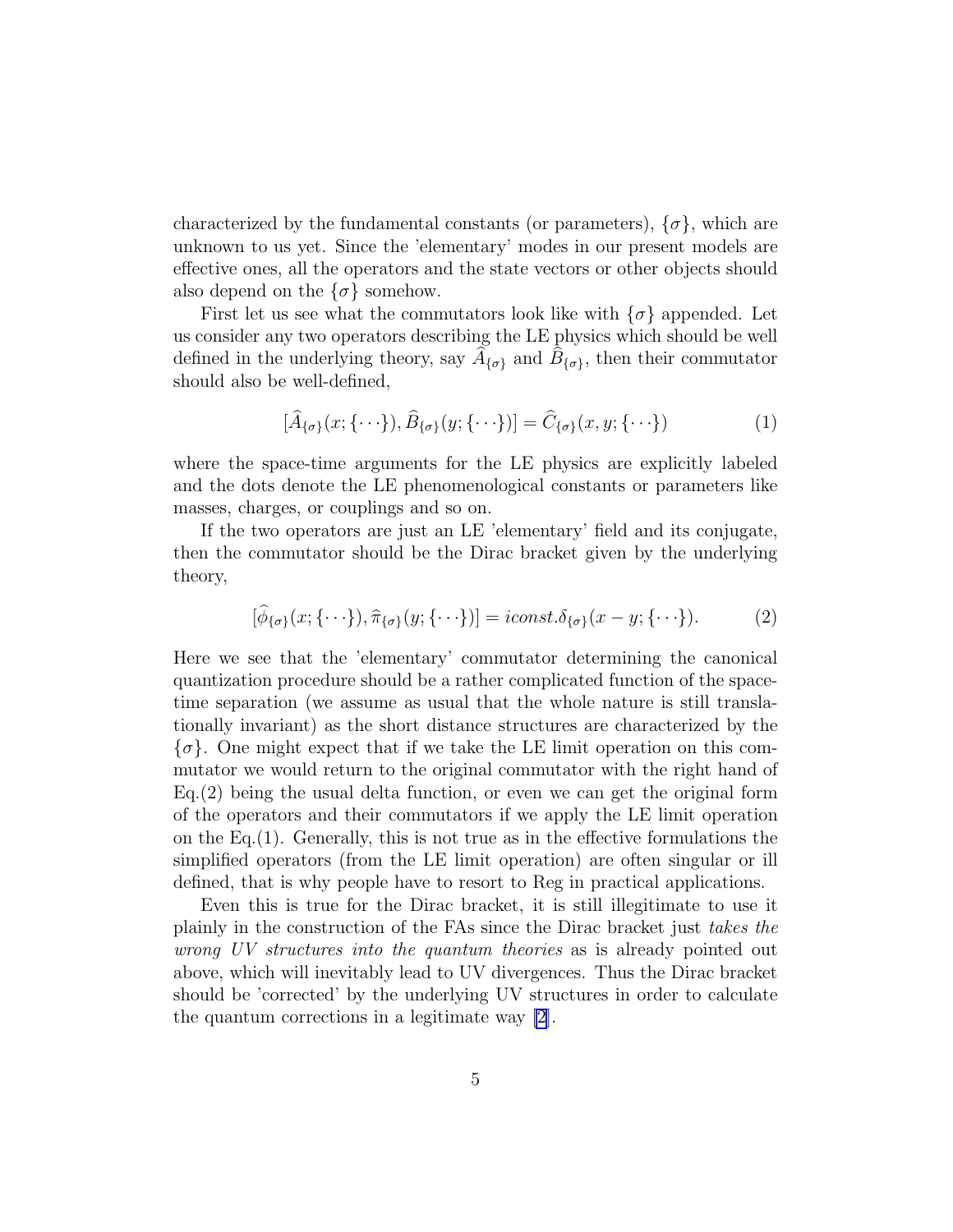characterized by the fundamental constants (or parameters), $\{\sigma\}$, which are unknown to us yet. Since the 'elementary' modes in our present models are effective ones, all the operators and the state vectors or other objects should also depend on the $\{\sigma\}$ somehow.

First let us see what the commutators look like with $\{\sigma\}$ appended. Let us consider any two operators describing the LE physics which should be well defined in the underlying theory, say $\widehat{A}_{\{\sigma\}}$ and $\widehat{B}_{\{\sigma\}}$, then their commutator should also be well-defined,

$$[\widehat{A}_{\{\sigma\}}(x;\{\cdots\}), \widehat{B}_{\{\sigma\}}(y;\{\cdots\})] = \widehat{C}_{\{\sigma\}}(x,y;\{\cdots\}) \tag{1}$$

where the space-time arguments for the LE physics are explicitly labeled and the dots denote the LE phenomenological constants or parameters like masses, charges, or couplings and so on.

If the two operators are just an LE 'elementary' field and its conjugate, then the commutator should be the Dirac bracket given by the underlying theory,

$$[\widehat{\phi}_{\{\sigma\}}(x;\{\cdots\}), \widehat{\pi}_{\{\sigma\}}(y;\{\cdots\})] = i const. \delta_{\{\sigma\}}(x-y;\{\cdots\}). \tag{2}$$

Here we see that the 'elementary' commutator determining the canonical quantization procedure should be a rather complicated function of the space-time separation (we assume as usual that the whole nature is still translationally invariant) as the short distance structures are characterized by the $\{\sigma\}$. One might expect that if we take the LE limit operation on this commutator we would return to the original commutator with the right hand of Eq.(2) being the usual delta function, or even we can get the original form of the operators and their commutators if we apply the LE limit operation on the Eq.(1). Generally, this is not true as in the effective formulations the simplified operators (from the LE limit operation) are often singular or ill defined, that is why people have to resort to Reg in practical applications.

Even this is true for the Dirac bracket, it is still illegitimate to use it plainly in the construction of the FAs since the Dirac bracket just *takes the wrong UV structures into the quantum theories* as is already pointed out above, which will inevitably lead to UV divergences. Thus the Dirac bracket should be 'corrected' by the underlying UV structures in order to calculate the quantum corrections in a legitimate way [2].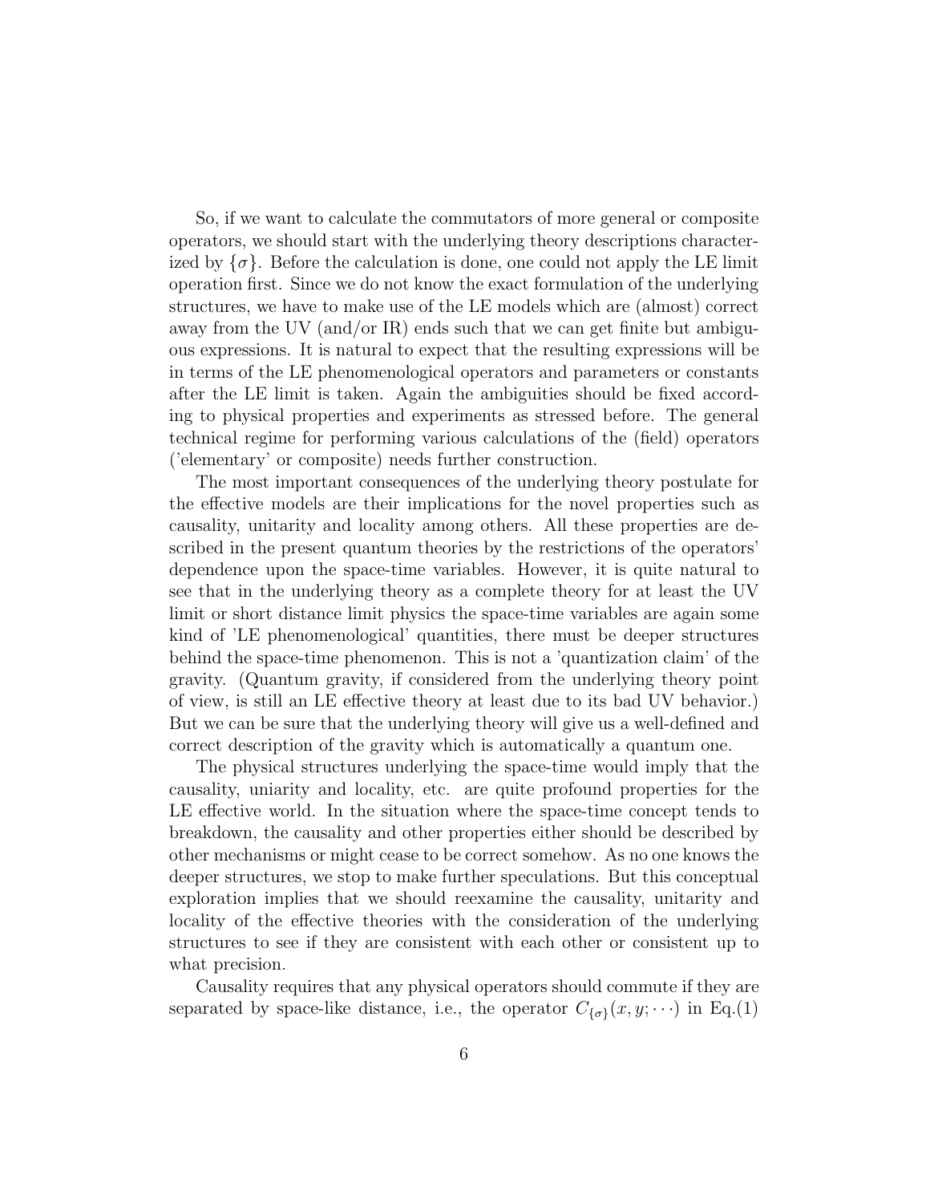So, if we want to calculate the commutators of more general or composite operators, we should start with the underlying theory descriptions characterized by $\{\sigma\}$. Before the calculation is done, one could not apply the LE limit operation first. Since we do not know the exact formulation of the underlying structures, we have to make use of the LE models which are (almost) correct away from the UV (and/or IR) ends such that we can get finite but ambiguous expressions. It is natural to expect that the resulting expressions will be in terms of the LE phenomenological operators and parameters or constants after the LE limit is taken. Again the ambiguities should be fixed according to physical properties and experiments as stressed before. The general technical regime for performing various calculations of the (field) operators ('elementary' or composite) needs further construction.

The most important consequences of the underlying theory postulate for the effective models are their implications for the novel properties such as causality, unitarity and locality among others. All these properties are described in the present quantum theories by the restrictions of the operators' dependence upon the space-time variables. However, it is quite natural to see that in the underlying theory as a complete theory for at least the UV limit or short distance limit physics the space-time variables are again some kind of 'LE phenomenological' quantities, there must be deeper structures behind the space-time phenomenon. This is not a 'quantization claim' of the gravity. (Quantum gravity, if considered from the underlying theory point of view, is still an LE effective theory at least due to its bad UV behavior.) But we can be sure that the underlying theory will give us a well-defined and correct description of the gravity which is automatically a quantum one.

The physical structures underlying the space-time would imply that the causality, uniarity and locality, etc. are quite profound properties for the LE effective world. In the situation where the space-time concept tends to breakdown, the causality and other properties either should be described by other mechanisms or might cease to be correct somehow. As no one knows the deeper structures, we stop to make further speculations. But this conceptual exploration implies that we should reexamine the causality, unitarity and locality of the effective theories with the consideration of the underlying structures to see if they are consistent with each other or consistent up to what precision.

Causality requires that any physical operators should commute if they are separated by space-like distance, i.e., the operator $C_{\{\sigma\}}(x, y; \cdots)$ in Eq.(1)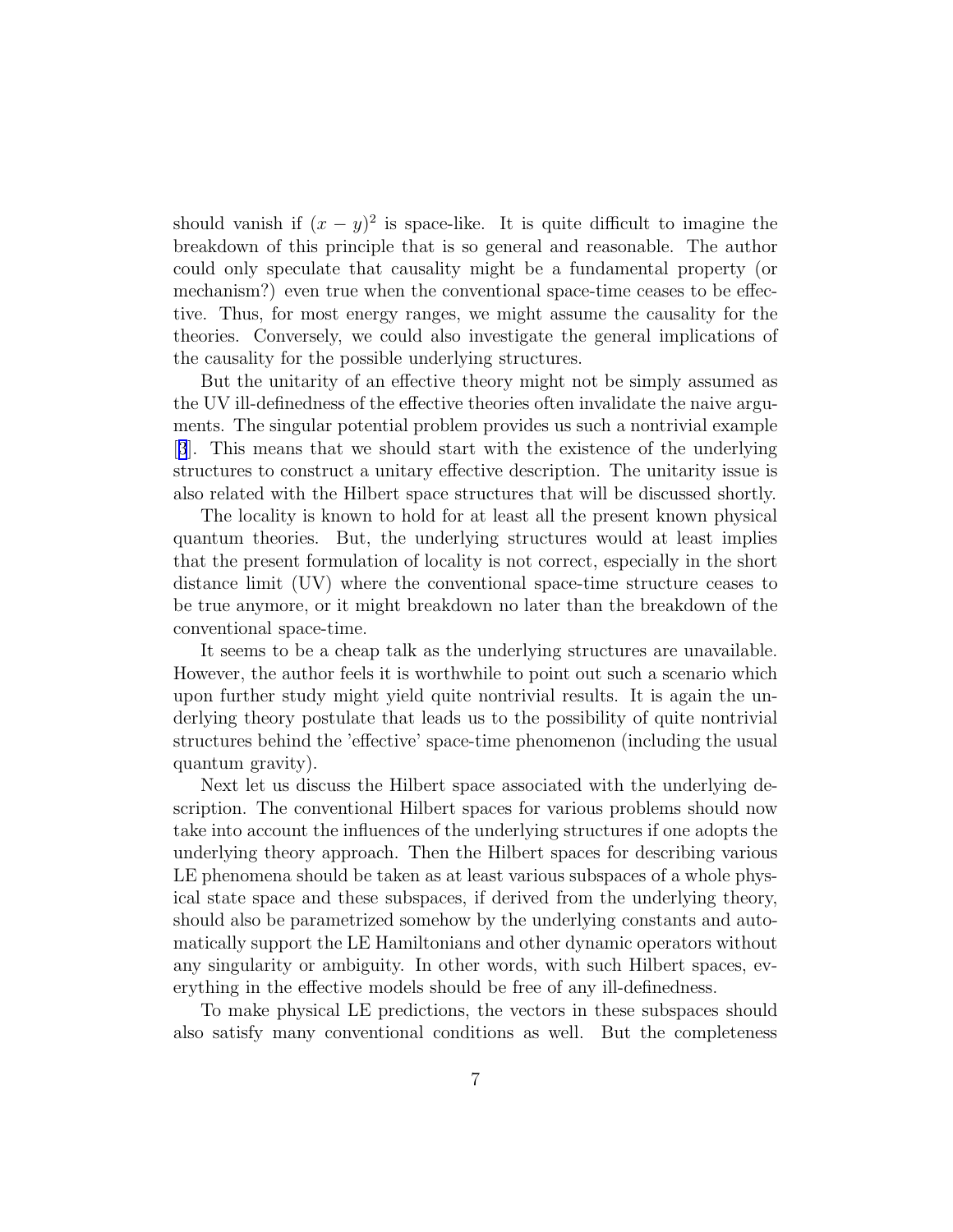should vanish if $(x-y)^2$ is space-like. It is quite difficult to imagine the breakdown of this principle that is so general and reasonable. The author could only speculate that causality might be a fundamental property (or mechanism?) even true when the conventional space-time ceases to be effective. Thus, for most energy ranges, we might assume the causality for the theories. Conversely, we could also investigate the general implications of the causality for the possible underlying structures.

But the unitarity of an effective theory might not be simply assumed as the UV ill-definedness of the effective theories often invalidate the naive arguments. The singular potential problem provides us such a nontrivial example [3]. This means that we should start with the existence of the underlying structures to construct a unitary effective description. The unitarity issue is also related with the Hilbert space structures that will be discussed shortly.

The locality is known to hold for at least all the present known physical quantum theories. But, the underlying structures would at least implies that the present formulation of locality is not correct, especially in the short distance limit (UV) where the conventional space-time structure ceases to be true anymore, or it might breakdown no later than the breakdown of the conventional space-time.

It seems to be a cheap talk as the underlying structures are unavailable. However, the author feels it is worthwhile to point out such a scenario which upon further study might yield quite nontrivial results. It is again the underlying theory postulate that leads us to the possibility of quite nontrivial structures behind the 'effective' space-time phenomenon (including the usual quantum gravity).

Next let us discuss the Hilbert space associated with the underlying description. The conventional Hilbert spaces for various problems should now take into account the influences of the underlying structures if one adopts the underlying theory approach. Then the Hilbert spaces for describing various LE phenomena should be taken as at least various subspaces of a whole physical state space and these subspaces, if derived from the underlying theory, should also be parametrized somehow by the underlying constants and automatically support the LE Hamiltonians and other dynamic operators without any singularity or ambiguity. In other words, with such Hilbert spaces, everything in the effective models should be free of any ill-definedness.

To make physical LE predictions, the vectors in these subspaces should also satisfy many conventional conditions as well. But the completeness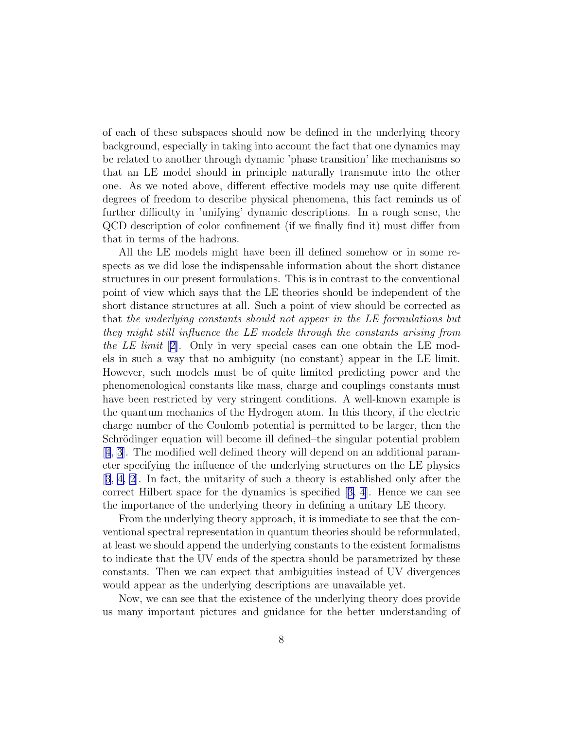of each of these subspaces should now be defined in the underlying theory background, especially in taking into account the fact that one dynamics may be related to another through dynamic 'phase transition' like mechanisms so that an LE model should in principle naturally transmute into the other one. As we noted above, different effective models may use quite different degrees of freedom to describe physical phenomena, this fact reminds us of further difficulty in 'unifying' dynamic descriptions. In a rough sense, the QCD description of color confinement (if we finally find it) must differ from that in terms of the hadrons.

All the LE models might have been ill defined somehow or in some respects as we did lose the indispensable information about the short distance structures in our present formulations. This is in contrast to the conventional point of view which says that the LE theories should be independent of the short distance structures at all. Such a point of view should be corrected as that *the underlying constants should not appear in the LE formulations but they might still influence the LE models through the constants arising from the LE limit* [2]. Only in very special cases can one obtain the LE models in such a way that no ambiguity (no constant) appear in the LE limit. However, such models must be of quite limited predicting power and the phenomenological constants like mass, charge and couplings constants must have been restricted by very stringent conditions. A well-known example is the quantum mechanics of the Hydrogen atom. In this theory, if the electric charge number of the Coulomb potential is permitted to be larger, then the Schrödinger equation will become ill defined–the singular potential problem [4, 3]. The modified well defined theory will depend on an additional parameter specifying the influence of the underlying structures on the LE physics [3, 4, 2]. In fact, the unitarity of such a theory is established only after the correct Hilbert space for the dynamics is specified [3, 4]. Hence we can see the importance of the underlying theory in defining a unitary LE theory.

From the underlying theory approach, it is immediate to see that the conventional spectral representation in quantum theories should be reformulated, at least we should append the underlying constants to the existent formalisms to indicate that the UV ends of the spectra should be parametrized by these constants. Then we can expect that ambiguities instead of UV divergences would appear as the underlying descriptions are unavailable yet.

Now, we can see that the existence of the underlying theory does provide us many important pictures and guidance for the better understanding of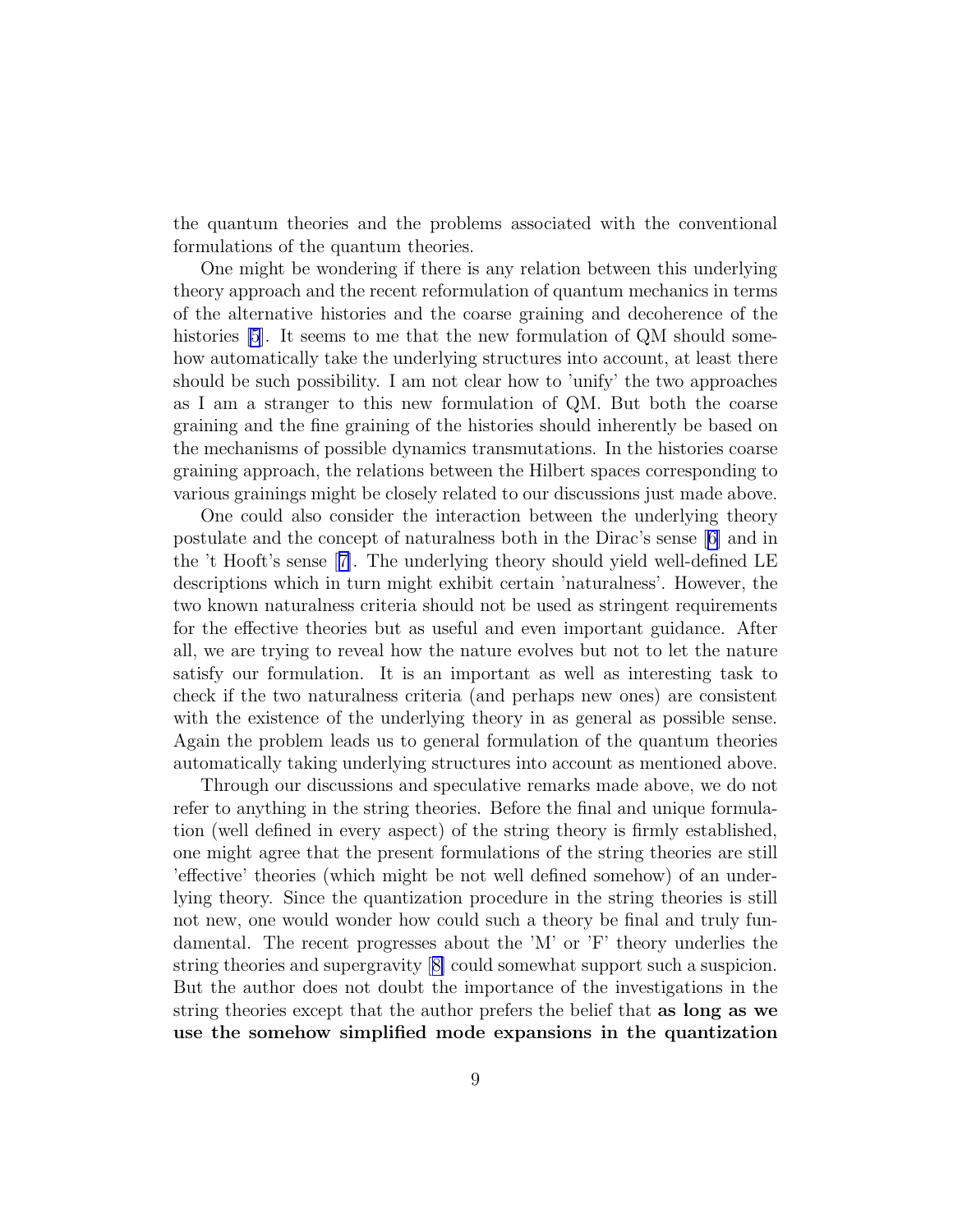the quantum theories and the problems associated with the conventional formulations of the quantum theories.

One might be wondering if there is any relation between this underlying theory approach and the recent reformulation of quantum mechanics in terms of the alternative histories and the coarse graining and decoherence of the histories [5]. It seems to me that the new formulation of QM should somehow automatically take the underlying structures into account, at least there should be such possibility. I am not clear how to 'unify' the two approaches as I am a stranger to this new formulation of QM. But both the coarse graining and the fine graining of the histories should inherently be based on the mechanisms of possible dynamics transmutations. In the histories coarse graining approach, the relations between the Hilbert spaces corresponding to various grainings might be closely related to our discussions just made above.

One could also consider the interaction between the underlying theory postulate and the concept of naturalness both in the Dirac's sense [6] and in the 't Hooft's sense [7]. The underlying theory should yield well-defined LE descriptions which in turn might exhibit certain 'naturalness'. However, the two known naturalness criteria should not be used as stringent requirements for the effective theories but as useful and even important guidance. After all, we are trying to reveal how the nature evolves but not to let the nature satisfy our formulation. It is an important as well as interesting task to check if the two naturalness criteria (and perhaps new ones) are consistent with the existence of the underlying theory in as general as possible sense. Again the problem leads us to general formulation of the quantum theories automatically taking underlying structures into account as mentioned above.

Through our discussions and speculative remarks made above, we do not refer to anything in the string theories. Before the final and unique formulation (well defined in every aspect) of the string theory is firmly established, one might agree that the present formulations of the string theories are still 'effective' theories (which might be not well defined somehow) of an underlying theory. Since the quantization procedure in the string theories is still not new, one would wonder how could such a theory be final and truly fundamental. The recent progresses about the 'M' or 'F' theory underlies the string theories and supergravity [8] could somewhat support such a suspicion. But the author does not doubt the importance of the investigations in the string theories except that the author prefers the belief that **as long as we use the somehow simplified mode expansions in the quantization**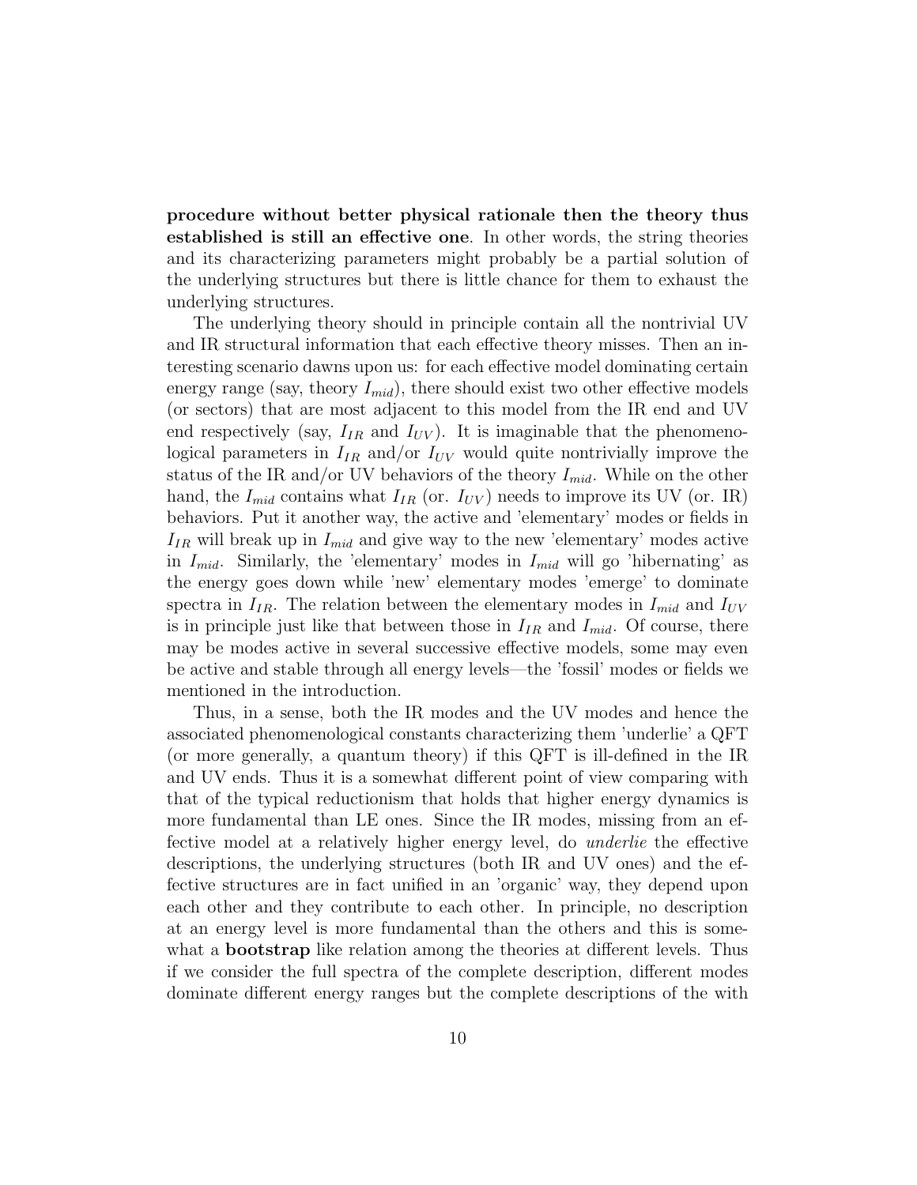**procedure without better physical rationale then the theory thus established is still an effective one**. In other words, the string theories and its characterizing parameters might probably be a partial solution of the underlying structures but there is little chance for them to exhaust the underlying structures.

The underlying theory should in principle contain all the nontrivial UV and IR structural information that each effective theory misses. Then an interesting scenario dawns upon us: for each effective model dominating certain energy range (say, theory $I_{mid}$), there should exist two other effective models (or sectors) that are most adjacent to this model from the IR end and UV end respectively (say, $I_{IR}$ and $I_{UV}$). It is imaginable that the phenomenological parameters in $I_{IR}$ and/or $I_{UV}$ would quite nontrivially improve the status of the IR and/or UV behaviors of the theory $I_{mid}$. While on the other hand, the $I_{mid}$ contains what $I_{IR}$ (or. $I_{UV}$) needs to improve its UV (or. IR) behaviors. Put it another way, the active and 'elementary' modes or fields in $I_{IR}$ will break up in $I_{mid}$ and give way to the new 'elementary' modes active in $I_{mid}$. Similarly, the 'elementary' modes in $I_{mid}$ will go 'hibernating' as the energy goes down while 'new' elementary modes 'emerge' to dominate spectra in $I_{IR}$. The relation between the elementary modes in $I_{mid}$ and $I_{UV}$ is in principle just like that between those in $I_{IR}$ and $I_{mid}$. Of course, there may be modes active in several successive effective models, some may even be active and stable through all energy levels—the 'fossil' modes or fields we mentioned in the introduction.

Thus, in a sense, both the IR modes and the UV modes and hence the associated phenomenological constants characterizing them 'underlie' a QFT (or more generally, a quantum theory) if this QFT is ill-defined in the IR and UV ends. Thus it is a somewhat different point of view comparing with that of the typical reductionism that holds that higher energy dynamics is more fundamental than LE ones. Since the IR modes, missing from an effective model at a relatively higher energy level, do *underlie* the effective descriptions, the underlying structures (both IR and UV ones) and the effective structures are in fact unified in an 'organic' way, they depend upon each other and they contribute to each other. In principle, no description at an energy level is more fundamental than the others and this is somewhat a **bootstrap** like relation among the theories at different levels. Thus if we consider the full spectra of the complete description, different modes dominate different energy ranges but the complete descriptions of the with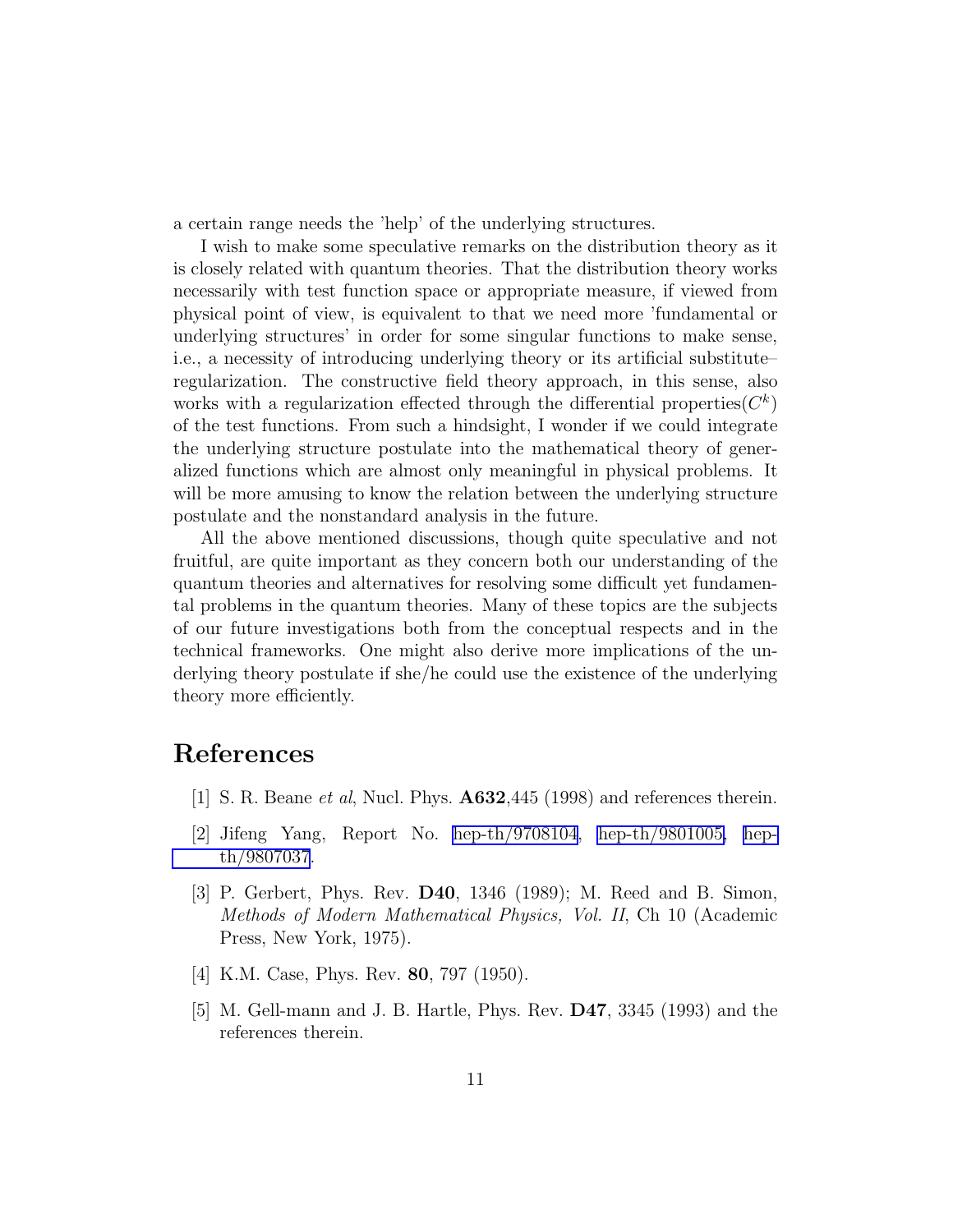a certain range needs the 'help' of the underlying structures.

I wish to make some speculative remarks on the distribution theory as it is closely related with quantum theories. That the distribution theory works necessarily with test function space or appropriate measure, if viewed from physical point of view, is equivalent to that we need more 'fundamental or underlying structures' in order for some singular functions to make sense, i.e., a necessity of introducing underlying theory or its artificial substitute–regularization. The constructive field theory approach, in this sense, also works with a regularization effected through the differential properties($C^k$) of the test functions. From such a hindsight, I wonder if we could integrate the underlying structure postulate into the mathematical theory of generalized functions which are almost only meaningful in physical problems. It will be more amusing to know the relation between the underlying structure postulate and the nonstandard analysis in the future.

All the above mentioned discussions, though quite speculative and not fruitful, are quite important as they concern both our understanding of the quantum theories and alternatives for resolving some difficult yet fundamental problems in the quantum theories. Many of these topics are the subjects of our future investigations both from the conceptual respects and in the technical frameworks. One might also derive more implications of the underlying theory postulate if she/he could use the existence of the underlying theory more efficiently.

# References

[1] S. R. Beane *et al*, Nucl. Phys. **A632**,445 (1998) and references therein.

[2] Jifeng Yang, Report No. hep-th/9708104, hep-th/9801005, hep-th/9807037.

[3] P. Gerbert, Phys. Rev. **D40**, 1346 (1989); M. Reed and B. Simon, *Methods of Modern Mathematical Physics, Vol. II*, Ch 10 (Academic Press, New York, 1975).

[4] K.M. Case, Phys. Rev. **80**, 797 (1950).

[5] M. Gell-mann and J. B. Hartle, Phys. Rev. **D47**, 3345 (1993) and the references therein.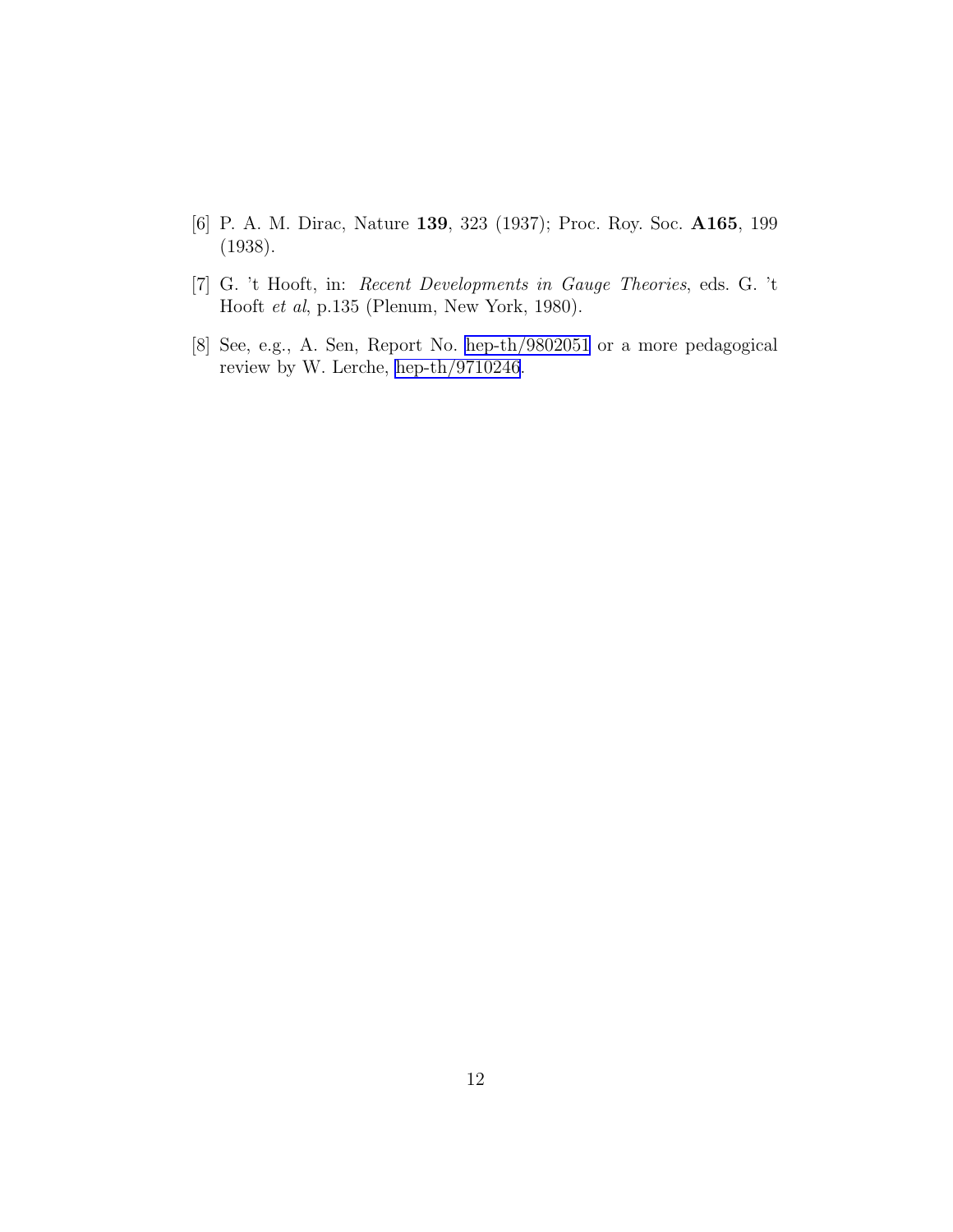[6] P. A. M. Dirac, Nature **139**, 323 (1937); Proc. Roy. Soc. **A165**, 199 (1938).

[7] G. 't Hooft, in: *Recent Developments in Gauge Theories*, eds. G. 't Hooft *et al*, p.135 (Plenum, New York, 1980).

[8] See, e.g., A. Sen, Report No. hep-th/9802051 or a more pedagogical review by W. Lerche, hep-th/9710246.